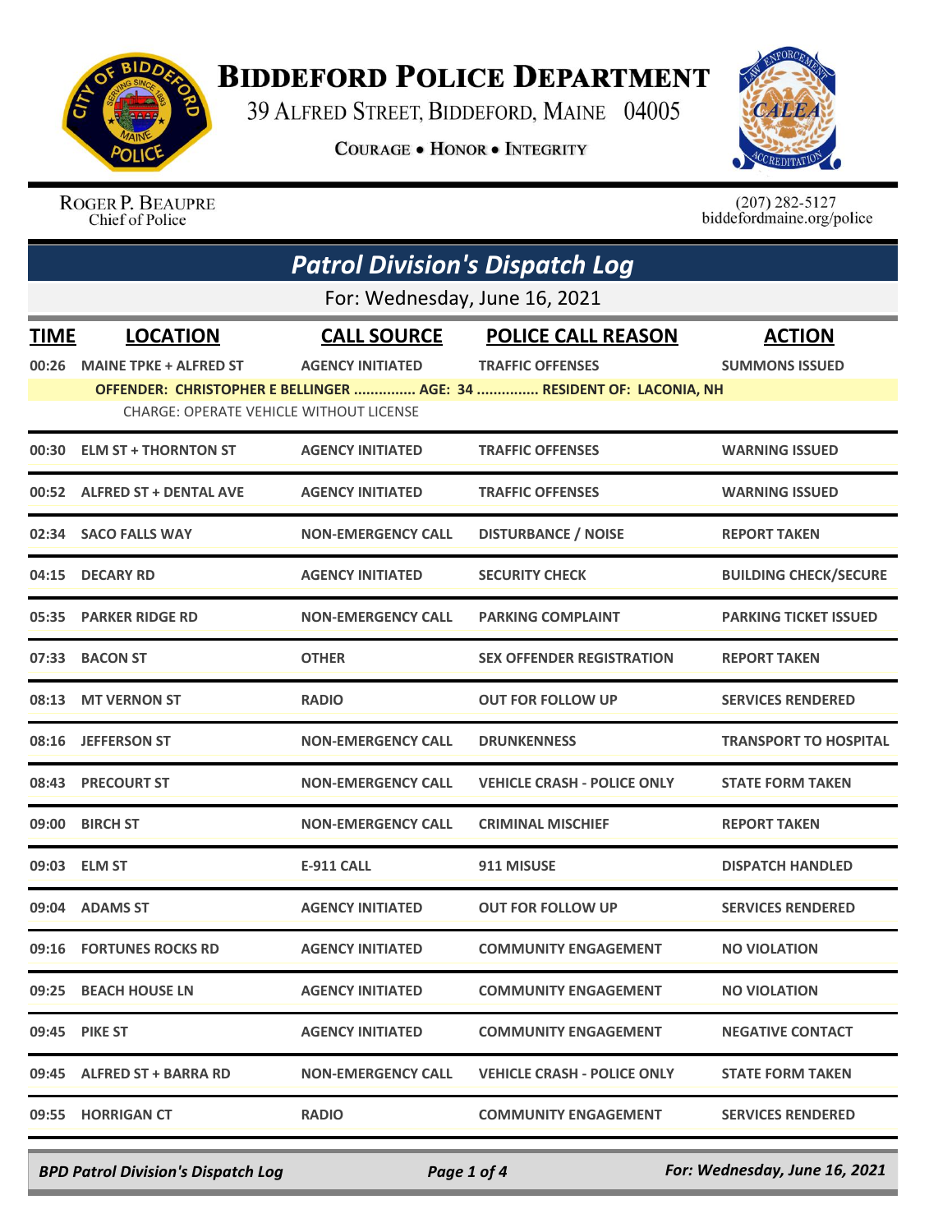# Biddeford Police Department

39 Alfred Street, Biddeford, Maine 04005

**Courage • Honor • Integrity**

Roger P. Beaupre
Chief of Police

(207) 282-5127
biddefordmaine.org/police

## *Patrol Division's Dispatch Log*

For: Wednesday, June 16, 2021

| TIME | LOCATION | CALL SOURCE | POLICE CALL REASON | ACTION |
|---|---|---|---|---|
| 00:26 | MAINE TPKE + ALFRED ST | AGENCY INITIATED | TRAFFIC OFFENSES | SUMMONS ISSUED |
| | OFFENDER: CHRISTOPHER E BELLINGER ............... AGE: 34 ............... RESIDENT OF: LACONIA, NH | | | |
| | CHARGE: OPERATE VEHICLE WITHOUT LICENSE | | | |
| 00:30 | ELM ST + THORNTON ST | AGENCY INITIATED | TRAFFIC OFFENSES | WARNING ISSUED |
| 00:52 | ALFRED ST + DENTAL AVE | AGENCY INITIATED | TRAFFIC OFFENSES | WARNING ISSUED |
| 02:34 | SACO FALLS WAY | NON-EMERGENCY CALL | DISTURBANCE / NOISE | REPORT TAKEN |
| 04:15 | DECARY RD | AGENCY INITIATED | SECURITY CHECK | BUILDING CHECK/SECURE |
| 05:35 | PARKER RIDGE RD | NON-EMERGENCY CALL | PARKING COMPLAINT | PARKING TICKET ISSUED |
| 07:33 | BACON ST | OTHER | SEX OFFENDER REGISTRATION | REPORT TAKEN |
| 08:13 | MT VERNON ST | RADIO | OUT FOR FOLLOW UP | SERVICES RENDERED |
| 08:16 | JEFFERSON ST | NON-EMERGENCY CALL | DRUNKENNESS | TRANSPORT TO HOSPITAL |
| 08:43 | PRECOURT ST | NON-EMERGENCY CALL | VEHICLE CRASH - POLICE ONLY | STATE FORM TAKEN |
| 09:00 | BIRCH ST | NON-EMERGENCY CALL | CRIMINAL MISCHIEF | REPORT TAKEN |
| 09:03 | ELM ST | E-911 CALL | 911 MISUSE | DISPATCH HANDLED |
| 09:04 | ADAMS ST | AGENCY INITIATED | OUT FOR FOLLOW UP | SERVICES RENDERED |
| 09:16 | FORTUNES ROCKS RD | AGENCY INITIATED | COMMUNITY ENGAGEMENT | NO VIOLATION |
| 09:25 | BEACH HOUSE LN | AGENCY INITIATED | COMMUNITY ENGAGEMENT | NO VIOLATION |
| 09:45 | PIKE ST | AGENCY INITIATED | COMMUNITY ENGAGEMENT | NEGATIVE CONTACT |
| 09:45 | ALFRED ST + BARRA RD | NON-EMERGENCY CALL | VEHICLE CRASH - POLICE ONLY | STATE FORM TAKEN |
| 09:55 | HORRIGAN CT | RADIO | COMMUNITY ENGAGEMENT | SERVICES RENDERED |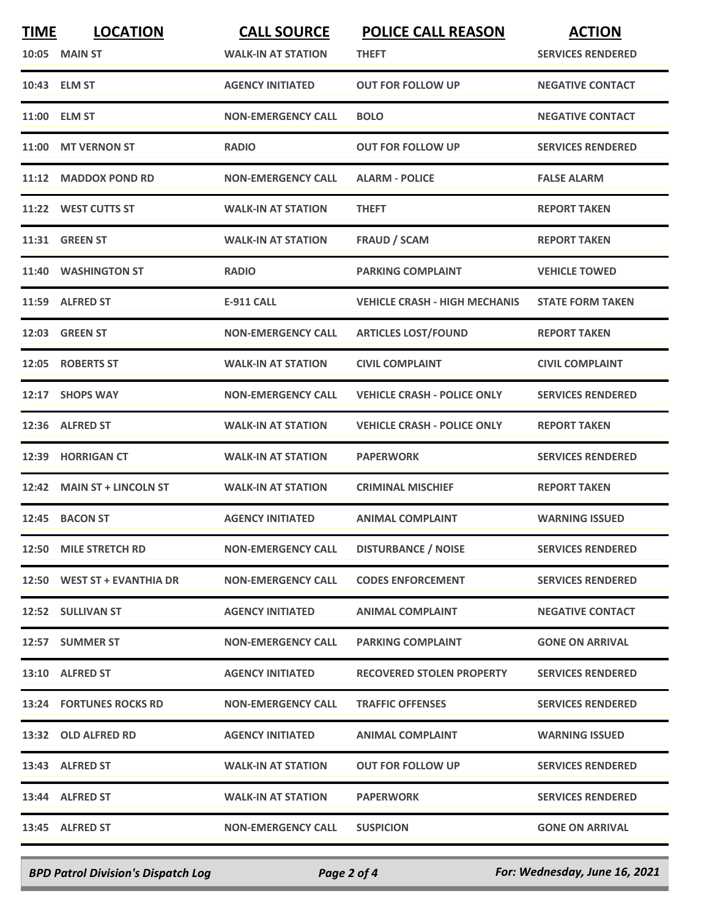| TIME | LOCATION | CALL SOURCE | POLICE CALL REASON | ACTION |
|---|---|---|---|---|
| 10:05 | MAIN ST | WALK-IN AT STATION | THEFT | SERVICES RENDERED |
| 10:43 | ELM ST | AGENCY INITIATED | OUT FOR FOLLOW UP | NEGATIVE CONTACT |
| 11:00 | ELM ST | NON-EMERGENCY CALL | BOLO | NEGATIVE CONTACT |
| 11:00 | MT VERNON ST | RADIO | OUT FOR FOLLOW UP | SERVICES RENDERED |
| 11:12 | MADDOX POND RD | NON-EMERGENCY CALL | ALARM - POLICE | FALSE ALARM |
| 11:22 | WEST CUTTS ST | WALK-IN AT STATION | THEFT | REPORT TAKEN |
| 11:31 | GREEN ST | WALK-IN AT STATION | FRAUD / SCAM | REPORT TAKEN |
| 11:40 | WASHINGTON ST | RADIO | PARKING COMPLAINT | VEHICLE TOWED |
| 11:59 | ALFRED ST | E-911 CALL | VEHICLE CRASH - HIGH MECHANIS | STATE FORM TAKEN |
| 12:03 | GREEN ST | NON-EMERGENCY CALL | ARTICLES LOST/FOUND | REPORT TAKEN |
| 12:05 | ROBERTS ST | WALK-IN AT STATION | CIVIL COMPLAINT | CIVIL COMPLAINT |
| 12:17 | SHOPS WAY | NON-EMERGENCY CALL | VEHICLE CRASH - POLICE ONLY | SERVICES RENDERED |
| 12:36 | ALFRED ST | WALK-IN AT STATION | VEHICLE CRASH - POLICE ONLY | REPORT TAKEN |
| 12:39 | HORRIGAN CT | WALK-IN AT STATION | PAPERWORK | SERVICES RENDERED |
| 12:42 | MAIN ST + LINCOLN ST | WALK-IN AT STATION | CRIMINAL MISCHIEF | REPORT TAKEN |
| 12:45 | BACON ST | AGENCY INITIATED | ANIMAL COMPLAINT | WARNING ISSUED |
| 12:50 | MILE STRETCH RD | NON-EMERGENCY CALL | DISTURBANCE / NOISE | SERVICES RENDERED |
| 12:50 | WEST ST + EVANTHIA DR | NON-EMERGENCY CALL | CODES ENFORCEMENT | SERVICES RENDERED |
| 12:52 | SULLIVAN ST | AGENCY INITIATED | ANIMAL COMPLAINT | NEGATIVE CONTACT |
| 12:57 | SUMMER ST | NON-EMERGENCY CALL | PARKING COMPLAINT | GONE ON ARRIVAL |
| 13:10 | ALFRED ST | AGENCY INITIATED | RECOVERED STOLEN PROPERTY | SERVICES RENDERED |
| 13:24 | FORTUNES ROCKS RD | NON-EMERGENCY CALL | TRAFFIC OFFENSES | SERVICES RENDERED |
| 13:32 | OLD ALFRED RD | AGENCY INITIATED | ANIMAL COMPLAINT | WARNING ISSUED |
| 13:43 | ALFRED ST | WALK-IN AT STATION | OUT FOR FOLLOW UP | SERVICES RENDERED |
| 13:44 | ALFRED ST | WALK-IN AT STATION | PAPERWORK | SERVICES RENDERED |
| 13:45 | ALFRED ST | NON-EMERGENCY CALL | SUSPICION | GONE ON ARRIVAL |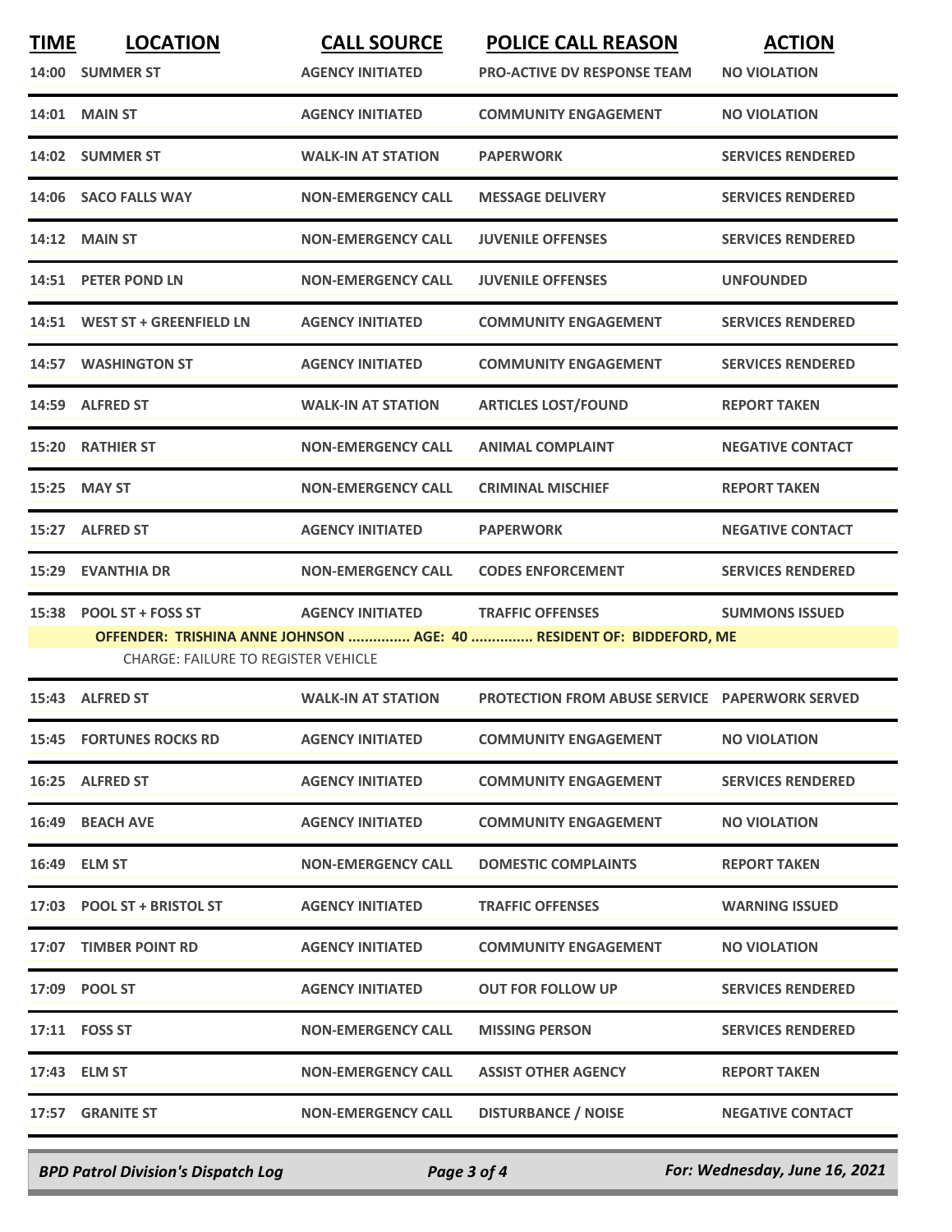| TIME | LOCATION | CALL SOURCE | POLICE CALL REASON | ACTION |
|---|---|---|---|---|
| 14:00 | SUMMER ST | AGENCY INITIATED | PRO-ACTIVE DV RESPONSE TEAM | NO VIOLATION |
| 14:01 | MAIN ST | AGENCY INITIATED | COMMUNITY ENGAGEMENT | NO VIOLATION |
| 14:02 | SUMMER ST | WALK-IN AT STATION | PAPERWORK | SERVICES RENDERED |
| 14:06 | SACO FALLS WAY | NON-EMERGENCY CALL | MESSAGE DELIVERY | SERVICES RENDERED |
| 14:12 | MAIN ST | NON-EMERGENCY CALL | JUVENILE OFFENSES | SERVICES RENDERED |
| 14:51 | PETER POND LN | NON-EMERGENCY CALL | JUVENILE OFFENSES | UNFOUNDED |
| 14:51 | WEST ST + GREENFIELD LN | AGENCY INITIATED | COMMUNITY ENGAGEMENT | SERVICES RENDERED |
| 14:57 | WASHINGTON ST | AGENCY INITIATED | COMMUNITY ENGAGEMENT | SERVICES RENDERED |
| 14:59 | ALFRED ST | WALK-IN AT STATION | ARTICLES LOST/FOUND | REPORT TAKEN |
| 15:20 | RATHIER ST | NON-EMERGENCY CALL | ANIMAL COMPLAINT | NEGATIVE CONTACT |
| 15:25 | MAY ST | NON-EMERGENCY CALL | CRIMINAL MISCHIEF | REPORT TAKEN |
| 15:27 | ALFRED ST | AGENCY INITIATED | PAPERWORK | NEGATIVE CONTACT |
| 15:29 | EVANTHIA DR | NON-EMERGENCY CALL | CODES ENFORCEMENT | SERVICES RENDERED |
| 15:38 | POOL ST + FOSS ST | AGENCY INITIATED | TRAFFIC OFFENSES | SUMMONS ISSUED |
| | OFFENDER: TRISHINA ANNE JOHNSON ............... AGE: 40 ............... RESIDENT OF: BIDDEFORD, ME | | | |
| | CHARGE: FAILURE TO REGISTER VEHICLE | | | |
| 15:43 | ALFRED ST | WALK-IN AT STATION | PROTECTION FROM ABUSE SERVICE | PAPERWORK SERVED |
| 15:45 | FORTUNES ROCKS RD | AGENCY INITIATED | COMMUNITY ENGAGEMENT | NO VIOLATION |
| 16:25 | ALFRED ST | AGENCY INITIATED | COMMUNITY ENGAGEMENT | SERVICES RENDERED |
| 16:49 | BEACH AVE | AGENCY INITIATED | COMMUNITY ENGAGEMENT | NO VIOLATION |
| 16:49 | ELM ST | NON-EMERGENCY CALL | DOMESTIC COMPLAINTS | REPORT TAKEN |
| 17:03 | POOL ST + BRISTOL ST | AGENCY INITIATED | TRAFFIC OFFENSES | WARNING ISSUED |
| 17:07 | TIMBER POINT RD | AGENCY INITIATED | COMMUNITY ENGAGEMENT | NO VIOLATION |
| 17:09 | POOL ST | AGENCY INITIATED | OUT FOR FOLLOW UP | SERVICES RENDERED |
| 17:11 | FOSS ST | NON-EMERGENCY CALL | MISSING PERSON | SERVICES RENDERED |
| 17:43 | ELM ST | NON-EMERGENCY CALL | ASSIST OTHER AGENCY | REPORT TAKEN |
| 17:57 | GRANITE ST | NON-EMERGENCY CALL | DISTURBANCE / NOISE | NEGATIVE CONTACT |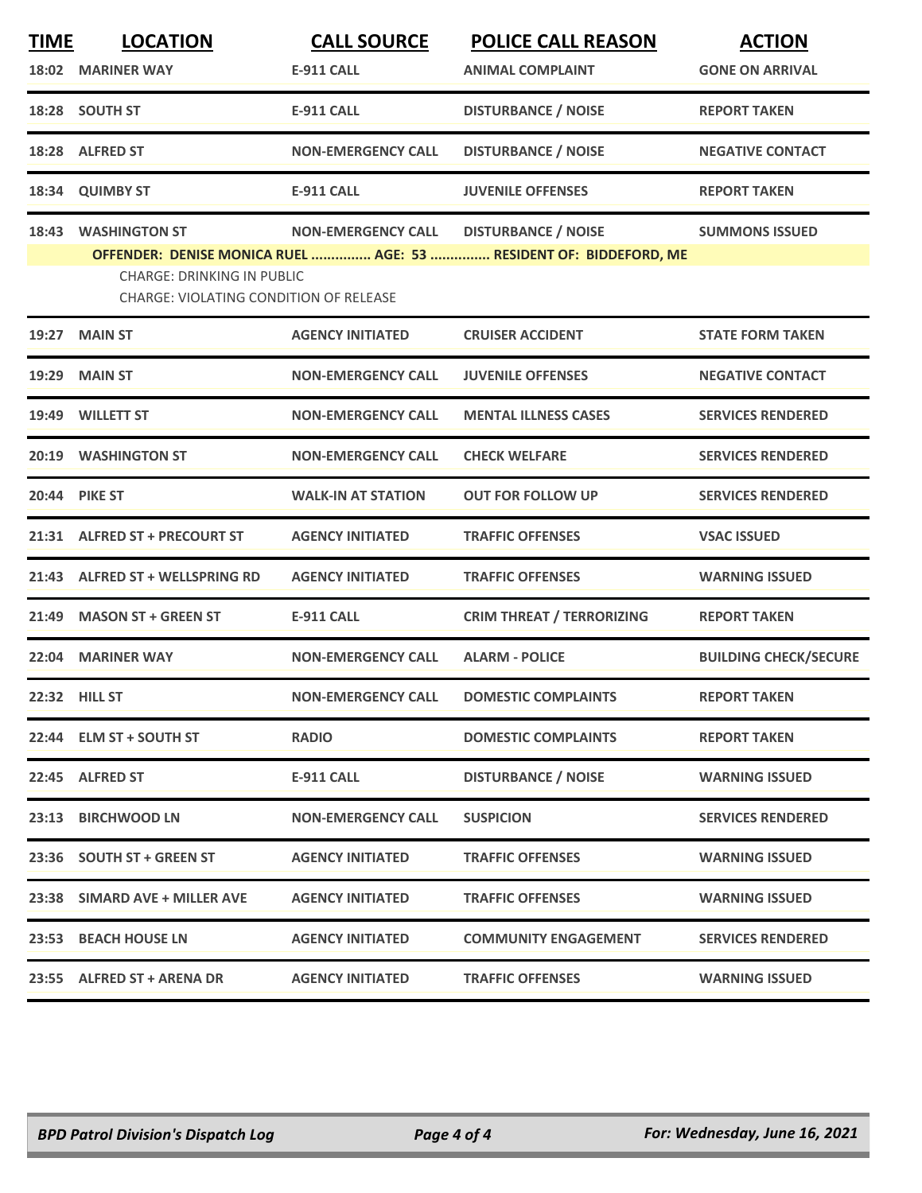| TIME | LOCATION | CALL SOURCE | POLICE CALL REASON | ACTION |
|---|---|---|---|---|
| 18:02 | MARINER WAY | E-911 CALL | ANIMAL COMPLAINT | GONE ON ARRIVAL |
| 18:28 | SOUTH ST | E-911 CALL | DISTURBANCE / NOISE | REPORT TAKEN |
| 18:28 | ALFRED ST | NON-EMERGENCY CALL | DISTURBANCE / NOISE | NEGATIVE CONTACT |
| 18:34 | QUIMBY ST | E-911 CALL | JUVENILE OFFENSES | REPORT TAKEN |
| 18:43 | WASHINGTON ST | NON-EMERGENCY CALL | DISTURBANCE / NOISE | SUMMONS ISSUED |
| OFFENDER: DENISE MONICA RUEL ............... AGE: 53 ............... RESIDENT OF: BIDDEFORD, ME<br>CHARGE: DRINKING IN PUBLIC<br>CHARGE: VIOLATING CONDITION OF RELEASE | | | | |
| 19:27 | MAIN ST | AGENCY INITIATED | CRUISER ACCIDENT | STATE FORM TAKEN |
| 19:29 | MAIN ST | NON-EMERGENCY CALL | JUVENILE OFFENSES | NEGATIVE CONTACT |
| 19:49 | WILLETT ST | NON-EMERGENCY CALL | MENTAL ILLNESS CASES | SERVICES RENDERED |
| 20:19 | WASHINGTON ST | NON-EMERGENCY CALL | CHECK WELFARE | SERVICES RENDERED |
| 20:44 | PIKE ST | WALK-IN AT STATION | OUT FOR FOLLOW UP | SERVICES RENDERED |
| 21:31 | ALFRED ST + PRECOURT ST | AGENCY INITIATED | TRAFFIC OFFENSES | VSAC ISSUED |
| 21:43 | ALFRED ST + WELLSPRING RD | AGENCY INITIATED | TRAFFIC OFFENSES | WARNING ISSUED |
| 21:49 | MASON ST + GREEN ST | E-911 CALL | CRIM THREAT / TERRORIZING | REPORT TAKEN |
| 22:04 | MARINER WAY | NON-EMERGENCY CALL | ALARM - POLICE | BUILDING CHECK/SECURE |
| 22:32 | HILL ST | NON-EMERGENCY CALL | DOMESTIC COMPLAINTS | REPORT TAKEN |
| 22:44 | ELM ST + SOUTH ST | RADIO | DOMESTIC COMPLAINTS | REPORT TAKEN |
| 22:45 | ALFRED ST | E-911 CALL | DISTURBANCE / NOISE | WARNING ISSUED |
| 23:13 | BIRCHWOOD LN | NON-EMERGENCY CALL | SUSPICION | SERVICES RENDERED |
| 23:36 | SOUTH ST + GREEN ST | AGENCY INITIATED | TRAFFIC OFFENSES | WARNING ISSUED |
| 23:38 | SIMARD AVE + MILLER AVE | AGENCY INITIATED | TRAFFIC OFFENSES | WARNING ISSUED |
| 23:53 | BEACH HOUSE LN | AGENCY INITIATED | COMMUNITY ENGAGEMENT | SERVICES RENDERED |
| 23:55 | ALFRED ST + ARENA DR | AGENCY INITIATED | TRAFFIC OFFENSES | WARNING ISSUED |